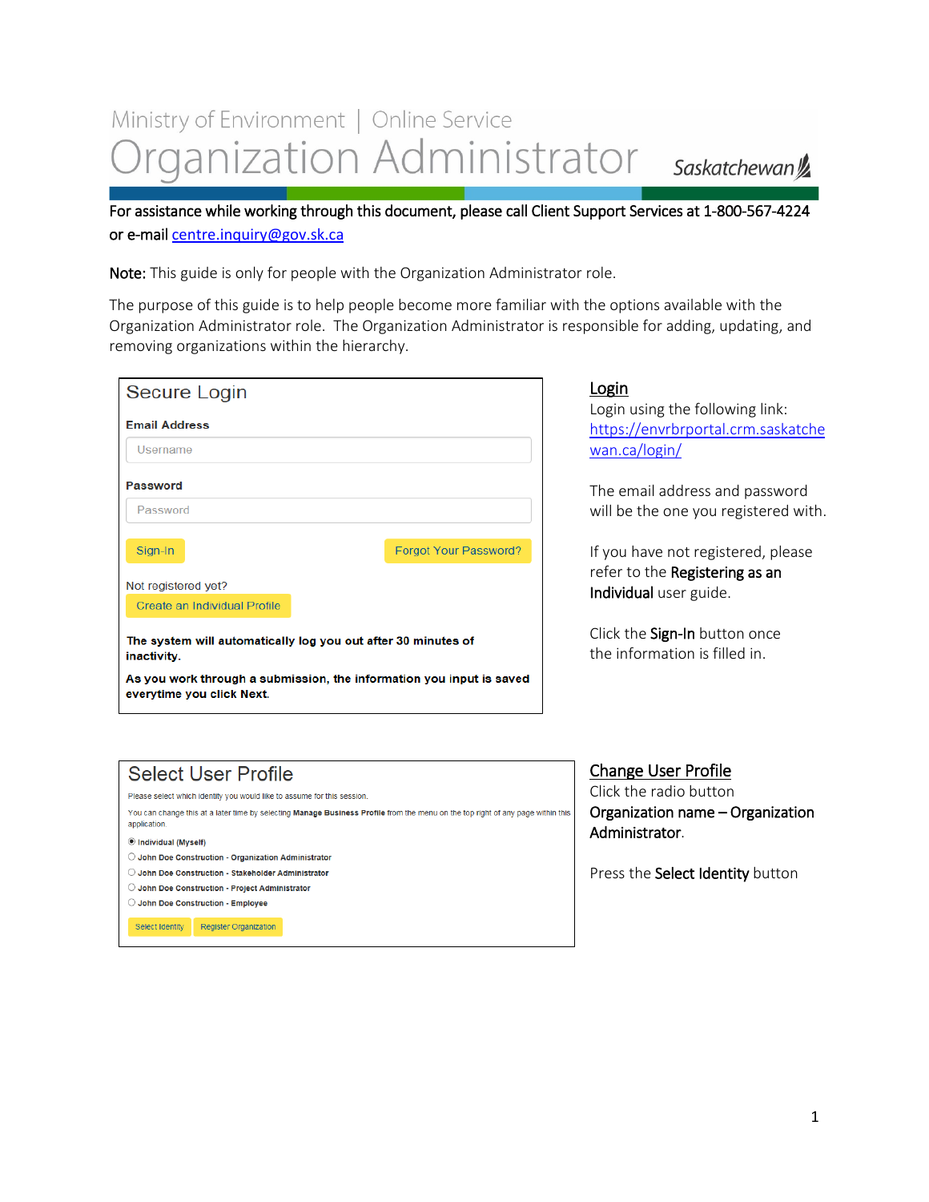Ministry of Environment | Online Service

# Organization Administrator

Saskatchewan

**For assistance while working through this document, please call Client Support Services at 1-800-567-4224 or e-mail centre.inquiry@gov.sk.ca**

**Note:** This guide is only for people with the Organization Administrator role.

The purpose of this guide is to help people become more familiar with the options available with the Organization Administrator role. The Organization Administrator is responsible for adding, updating, and removing organizations within the hierarchy.

Secure Login

Email Address

Username

Password

Password

Sign-In | Forgot Your Password?

Not registered yet?

Create an Individual Profile

**The system will automatically log you out after 30 minutes of inactivity.**

**As you work through a submission, the information you input is saved everytime you click Next.**

## Login

Login using the following link: https://envrbrportal.crm.saskatchewan.ca/login/

The email address and password will be the one you registered with.

If you have not registered, please refer to the **Registering as an Individual** user guide.

Click the **Sign-In** button once the information is filled in.

Select User Profile

Please select which identity you would like to assume for this session.

You can change this at a later time by selecting **Manage Business Profile** from the menu on the top right of any page within this application.

- ◉ Individual (Myself)
- ○ John Doe Construction - Organization Administrator
- ○ John Doe Construction - Stakeholder Administrator
- ○ John Doe Construction - Project Administrator
- ○ John Doe Construction - Employee

Select Identity | Register Organization

## Change User Profile

Click the radio button **Organization name – Organization Administrator**.

Press the **Select Identity** button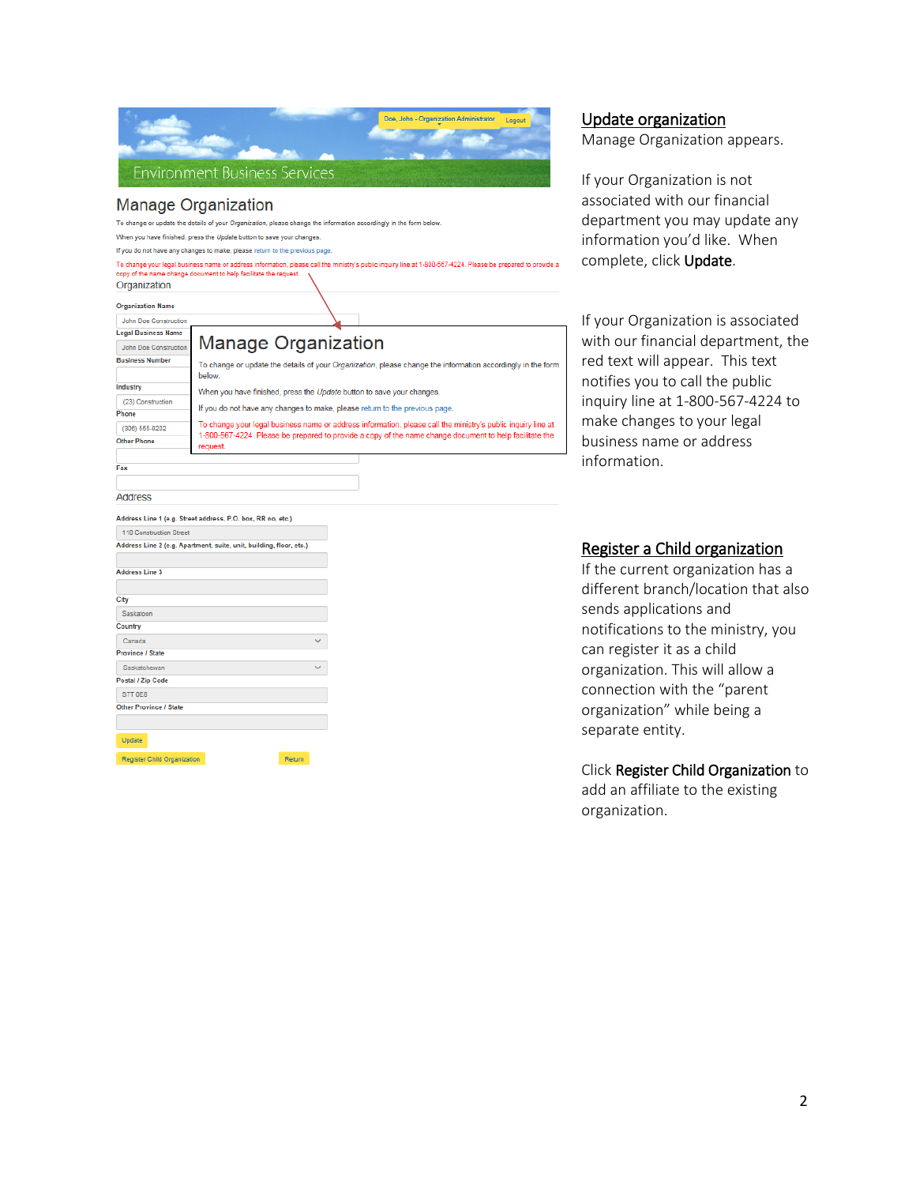## Update organization

Manage Organization appears.

If your Organization is not associated with our financial department you may update any information you'd like. When complete, click **Update**.

If your Organization is associated with our financial department, the red text will appear. This text notifies you to call the public inquiry line at 1-800-567-4224 to make changes to your legal business name or address information.

## Register a Child organization

If the current organization has a different branch/location that also sends applications and notifications to the ministry, you can register it as a child organization. This will allow a connection with the "parent organization" while being a separate entity.

Click **Register Child Organization** to add an affiliate to the existing organization.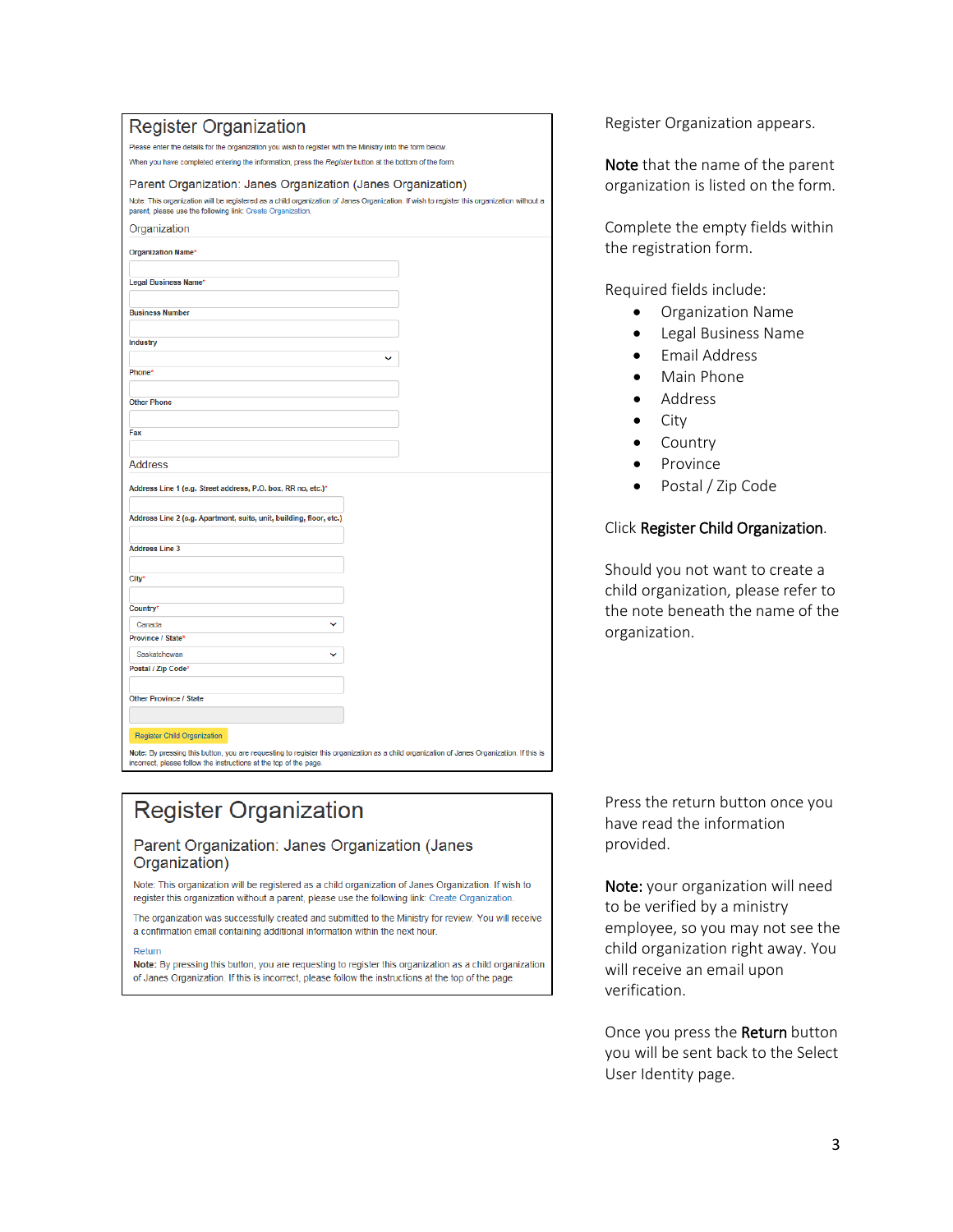## Register Organization

Please enter the details for the organization you wish to register with the Ministry into the form below

When you have completed entering the information, press the *Register* button at the bottom of the form

### Parent Organization: Janes Organization (Janes Organization)

Note: This organization will be registered as a child organization of Janes Organization. If wish to register this organization without a parent, please use the following link: Create Organization.

#### Organization

Organization Name*

Legal Business Name*

Business Number

Industry

Phone*

Other Phone

Fax

#### Address

Address Line 1 (e.g. Street address, P.O. box, RR no, etc.)*

Address Line 2 (e.g. Apartment, suite, unit, building, floor, etc.)

Address Line 3

City*

Country*

Canada

Province / State*

Saskatchewan

Postal / Zip Code*

Other Province / State

Register Child Organization

Note: By pressing this button, you are requesting to register this organization as a child organization of Janes Organization. If this is incorrect, please follow the instructions at the top of the page.

Register Organization appears.

**Note** that the name of the parent organization is listed on the form.

Complete the empty fields within the registration form.

Required fields include:

- Organization Name
- Legal Business Name
- Email Address
- Main Phone
- Address
- City
- Country
- Province
- Postal / Zip Code

Click **Register Child Organization**.

Should you not want to create a child organization, please refer to the note beneath the name of the organization.

## Register Organization

### Parent Organization: Janes Organization (Janes Organization)

Note: This organization will be registered as a child organization of Janes Organization. If wish to register this organization without a parent, please use the following link: Create Organization.

The organization was successfully created and submitted to the Ministry for review. You will receive a confirmation email containing additional information within the next hour.

Return

**Note:** By pressing this button, you are requesting to register this organization as a child organization of Janes Organization. If this is incorrect, please follow the instructions at the top of the page.

Press the return button once you have read the information provided.

**Note:** your organization will need to be verified by a ministry employee, so you may not see the child organization right away. You will receive an email upon verification.

Once you press the **Return** button you will be sent back to the Select User Identity page.